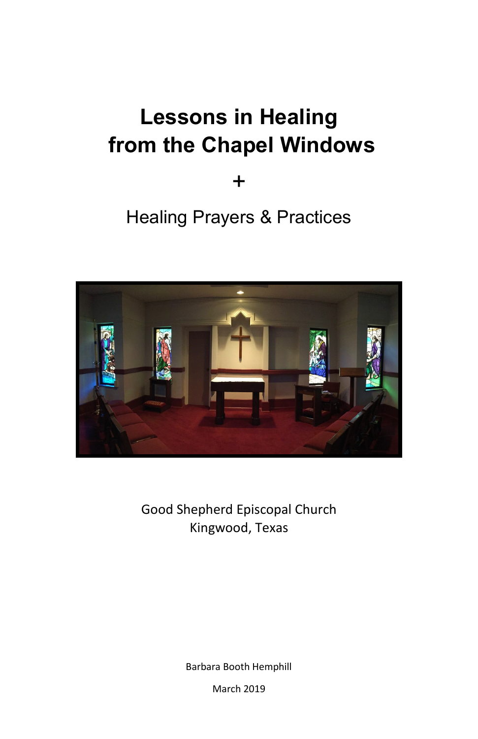# Lessons in Healing from the Chapel Windows

+

Healing Prayers & Practices

Good Shepherd Episcopal Church
Kingwood, Texas

Barbara Booth Hemphill

March 2019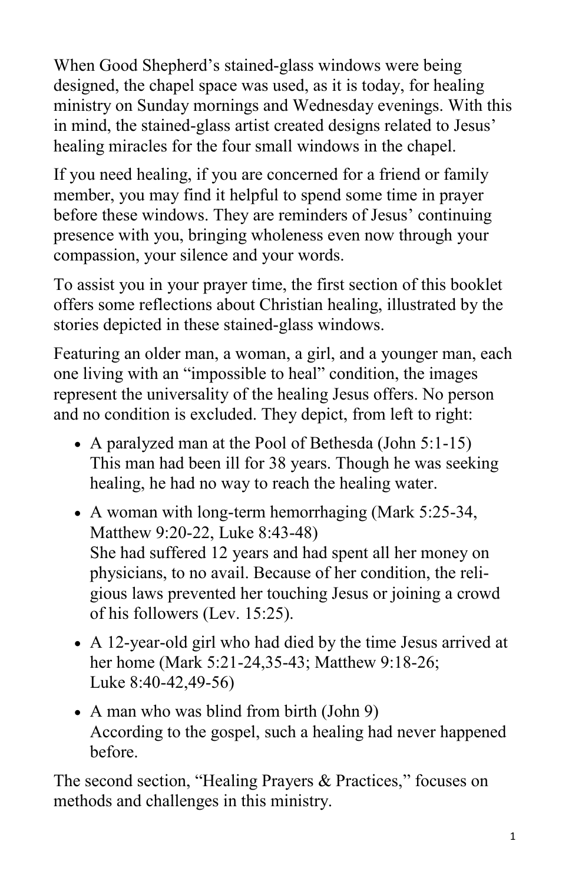When Good Shepherd's stained-glass windows were being designed, the chapel space was used, as it is today, for healing ministry on Sunday mornings and Wednesday evenings. With this in mind, the stained-glass artist created designs related to Jesus' healing miracles for the four small windows in the chapel.

If you need healing, if you are concerned for a friend or family member, you may find it helpful to spend some time in prayer before these windows. They are reminders of Jesus' continuing presence with you, bringing wholeness even now through your compassion, your silence and your words.

To assist you in your prayer time, the first section of this booklet offers some reflections about Christian healing, illustrated by the stories depicted in these stained-glass windows.

Featuring an older man, a woman, a girl, and a younger man, each one living with an "impossible to heal" condition, the images represent the universality of the healing Jesus offers. No person and no condition is excluded. They depict, from left to right:

- A paralyzed man at the Pool of Bethesda (John 5:1-15)
  This man had been ill for 38 years. Though he was seeking healing, he had no way to reach the healing water.
- A woman with long-term hemorrhaging (Mark 5:25-34, Matthew 9:20-22, Luke 8:43-48)
  She had suffered 12 years and had spent all her money on physicians, to no avail. Because of her condition, the religious laws prevented her touching Jesus or joining a crowd of his followers (Lev. 15:25).
- A 12-year-old girl who had died by the time Jesus arrived at her home (Mark 5:21-24,35-43; Matthew 9:18-26; Luke 8:40-42,49-56)
- A man who was blind from birth (John 9)
  According to the gospel, such a healing had never happened before.

The second section, "Healing Prayers & Practices," focuses on methods and challenges in this ministry.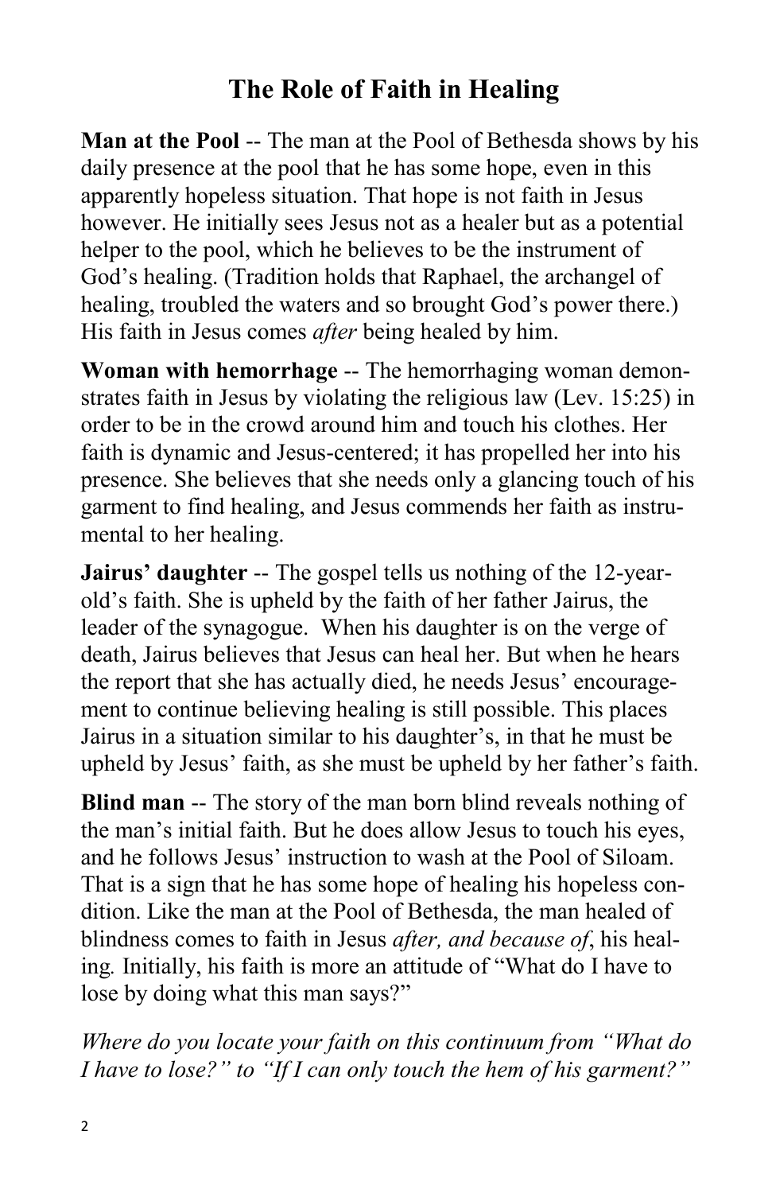# The Role of Faith in Healing

**Man at the Pool** -- The man at the Pool of Bethesda shows by his daily presence at the pool that he has some hope, even in this apparently hopeless situation. That hope is not faith in Jesus however. He initially sees Jesus not as a healer but as a potential helper to the pool, which he believes to be the instrument of God's healing. (Tradition holds that Raphael, the archangel of healing, troubled the waters and so brought God's power there.) His faith in Jesus comes *after* being healed by him.

**Woman with hemorrhage** -- The hemorrhaging woman demonstrates faith in Jesus by violating the religious law (Lev. 15:25) in order to be in the crowd around him and touch his clothes. Her faith is dynamic and Jesus-centered; it has propelled her into his presence. She believes that she needs only a glancing touch of his garment to find healing, and Jesus commends her faith as instrumental to her healing.

**Jairus' daughter** -- The gospel tells us nothing of the 12-year-old's faith. She is upheld by the faith of her father Jairus, the leader of the synagogue. When his daughter is on the verge of death, Jairus believes that Jesus can heal her. But when he hears the report that she has actually died, he needs Jesus' encouragement to continue believing healing is still possible. This places Jairus in a situation similar to his daughter's, in that he must be upheld by Jesus' faith, as she must be upheld by her father's faith.

**Blind man** -- The story of the man born blind reveals nothing of the man's initial faith. But he does allow Jesus to touch his eyes, and he follows Jesus' instruction to wash at the Pool of Siloam. That is a sign that he has some hope of healing his hopeless condition. Like the man at the Pool of Bethesda, the man healed of blindness comes to faith in Jesus *after, and because of*, his healing. Initially, his faith is more an attitude of "What do I have to lose by doing what this man says?"

*Where do you locate your faith on this continuum from "What do I have to lose?" to "If I can only touch the hem of his garment?"*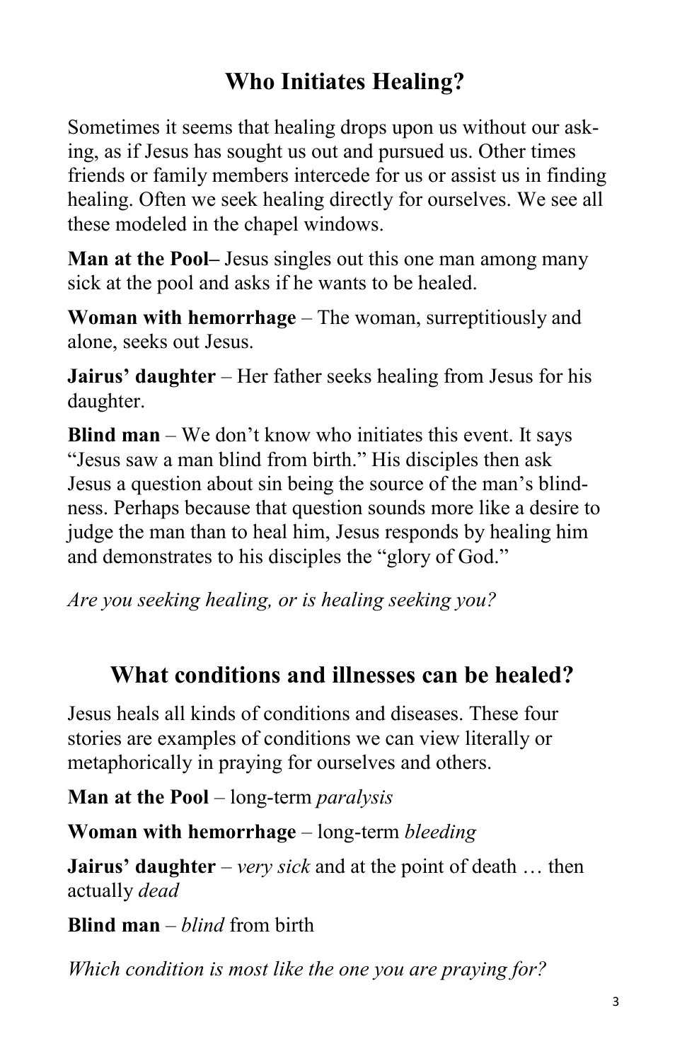## Who Initiates Healing?

Sometimes it seems that healing drops upon us without our asking, as if Jesus has sought us out and pursued us. Other times friends or family members intercede for us or assist us in finding healing. Often we seek healing directly for ourselves. We see all these modeled in the chapel windows.

**Man at the Pool–** Jesus singles out this one man among many sick at the pool and asks if he wants to be healed.

**Woman with hemorrhage** – The woman, surreptitiously and alone, seeks out Jesus.

**Jairus' daughter** – Her father seeks healing from Jesus for his daughter.

**Blind man** – We don't know who initiates this event. It says "Jesus saw a man blind from birth." His disciples then ask Jesus a question about sin being the source of the man's blindness. Perhaps because that question sounds more like a desire to judge the man than to heal him, Jesus responds by healing him and demonstrates to his disciples the "glory of God."

*Are you seeking healing, or is healing seeking you?*

## What conditions and illnesses can be healed?

Jesus heals all kinds of conditions and diseases. These four stories are examples of conditions we can view literally or metaphorically in praying for ourselves and others.

**Man at the Pool** – long-term *paralysis*

**Woman with hemorrhage** – long-term *bleeding*

**Jairus' daughter** – *very sick* and at the point of death … then actually *dead*

**Blind man** – *blind* from birth

*Which condition is most like the one you are praying for?*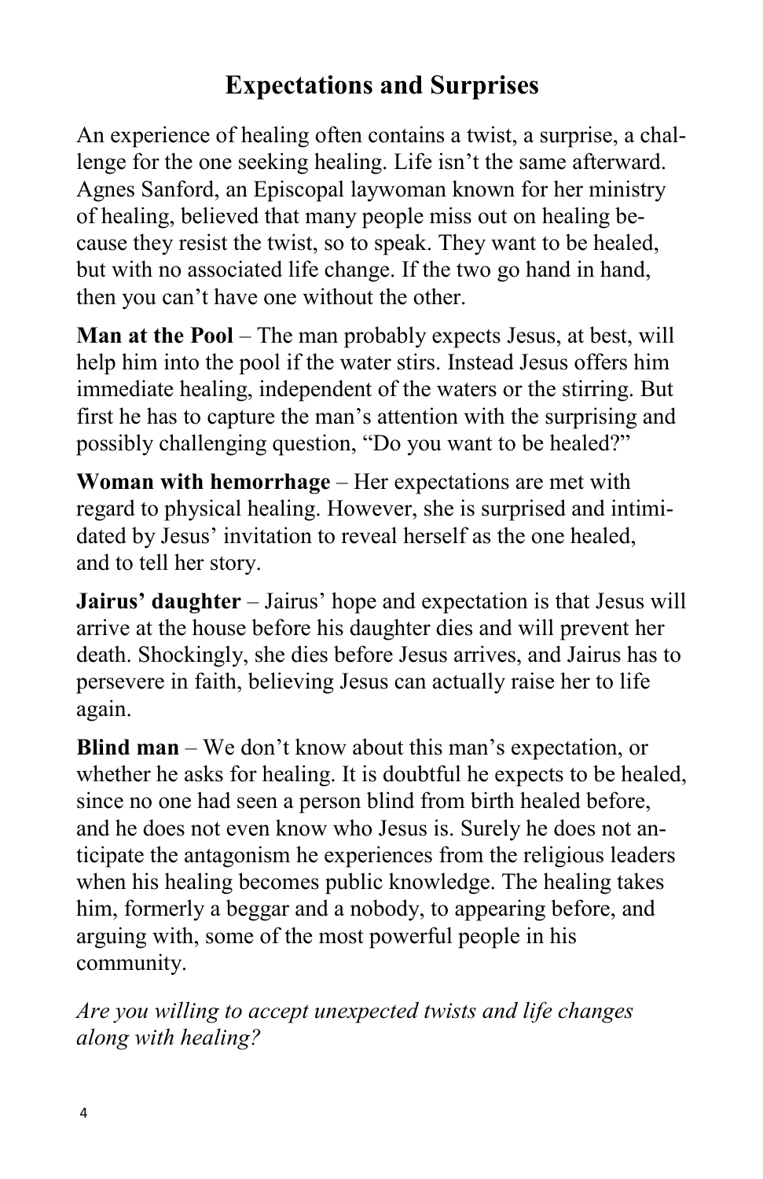# Expectations and Surprises

An experience of healing often contains a twist, a surprise, a challenge for the one seeking healing. Life isn't the same afterward. Agnes Sanford, an Episcopal laywoman known for her ministry of healing, believed that many people miss out on healing because they resist the twist, so to speak. They want to be healed, but with no associated life change. If the two go hand in hand, then you can't have one without the other.

**Man at the Pool** – The man probably expects Jesus, at best, will help him into the pool if the water stirs. Instead Jesus offers him immediate healing, independent of the waters or the stirring. But first he has to capture the man's attention with the surprising and possibly challenging question, "Do you want to be healed?"

**Woman with hemorrhage** – Her expectations are met with regard to physical healing. However, she is surprised and intimidated by Jesus' invitation to reveal herself as the one healed, and to tell her story.

**Jairus' daughter** – Jairus' hope and expectation is that Jesus will arrive at the house before his daughter dies and will prevent her death. Shockingly, she dies before Jesus arrives, and Jairus has to persevere in faith, believing Jesus can actually raise her to life again.

**Blind man** – We don't know about this man's expectation, or whether he asks for healing. It is doubtful he expects to be healed, since no one had seen a person blind from birth healed before, and he does not even know who Jesus is. Surely he does not anticipate the antagonism he experiences from the religious leaders when his healing becomes public knowledge. The healing takes him, formerly a beggar and a nobody, to appearing before, and arguing with, some of the most powerful people in his community.

*Are you willing to accept unexpected twists and life changes along with healing?*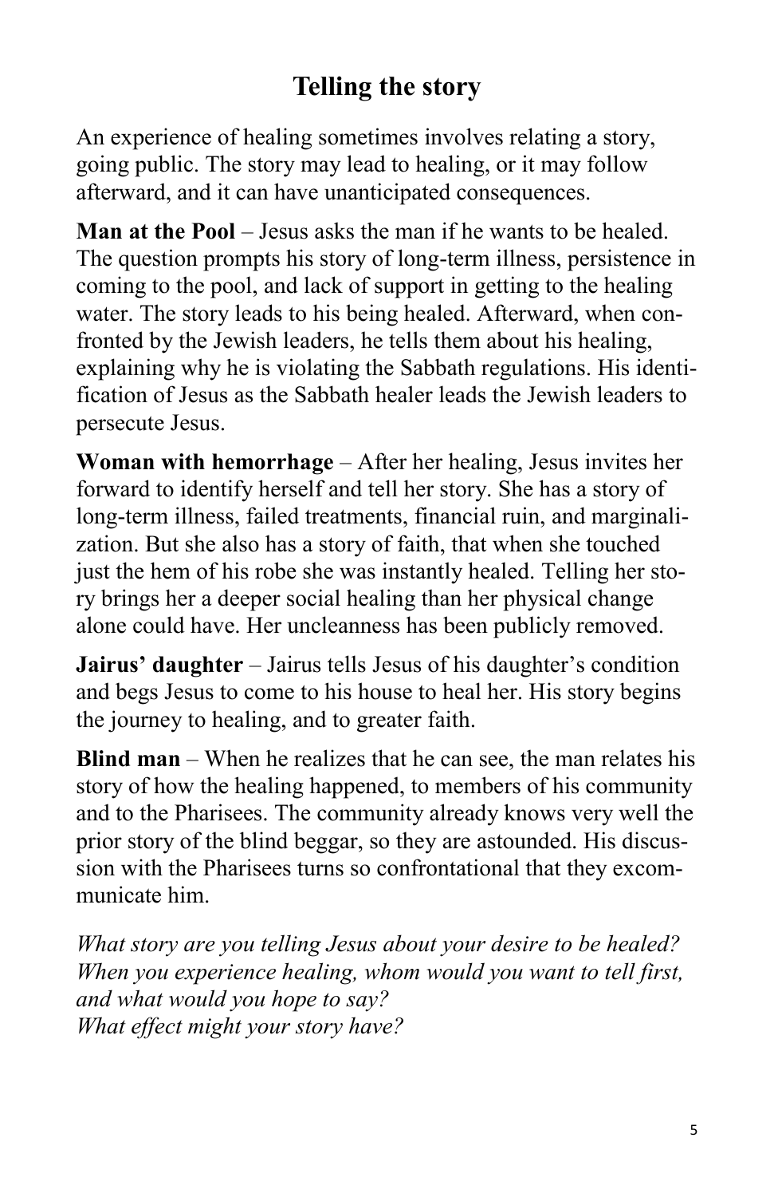# Telling the story

An experience of healing sometimes involves relating a story, going public. The story may lead to healing, or it may follow afterward, and it can have unanticipated consequences.

**Man at the Pool** – Jesus asks the man if he wants to be healed. The question prompts his story of long-term illness, persistence in coming to the pool, and lack of support in getting to the healing water. The story leads to his being healed. Afterward, when confronted by the Jewish leaders, he tells them about his healing, explaining why he is violating the Sabbath regulations. His identification of Jesus as the Sabbath healer leads the Jewish leaders to persecute Jesus.

**Woman with hemorrhage** – After her healing, Jesus invites her forward to identify herself and tell her story. She has a story of long-term illness, failed treatments, financial ruin, and marginalization. But she also has a story of faith, that when she touched just the hem of his robe she was instantly healed. Telling her story brings her a deeper social healing than her physical change alone could have. Her uncleanness has been publicly removed.

**Jairus' daughter** – Jairus tells Jesus of his daughter's condition and begs Jesus to come to his house to heal her. His story begins the journey to healing, and to greater faith.

**Blind man** – When he realizes that he can see, the man relates his story of how the healing happened, to members of his community and to the Pharisees. The community already knows very well the prior story of the blind beggar, so they are astounded. His discussion with the Pharisees turns so confrontational that they excommunicate him.

*What story are you telling Jesus about your desire to be healed?*
*When you experience healing, whom would you want to tell first, and what would you hope to say?*
*What effect might your story have?*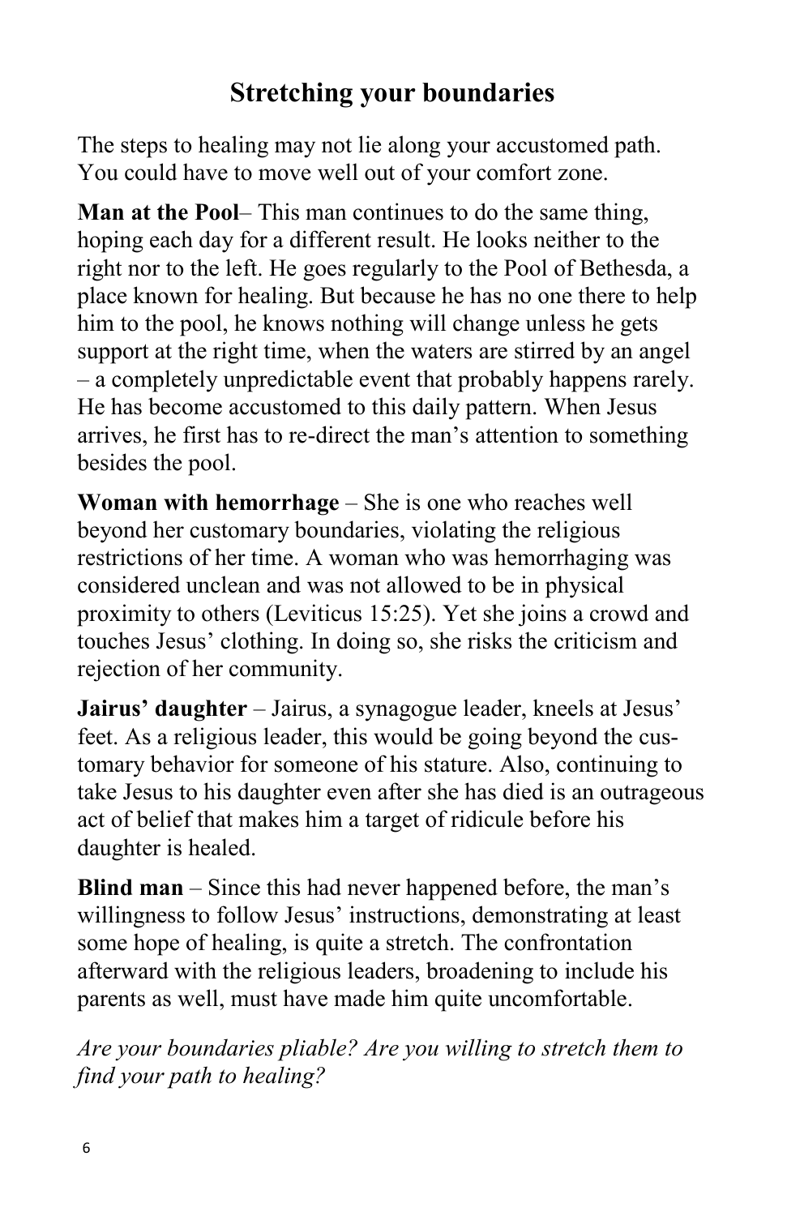## Stretching your boundaries

The steps to healing may not lie along your accustomed path. You could have to move well out of your comfort zone.

**Man at the Pool**– This man continues to do the same thing, hoping each day for a different result. He looks neither to the right nor to the left. He goes regularly to the Pool of Bethesda, a place known for healing. But because he has no one there to help him to the pool, he knows nothing will change unless he gets support at the right time, when the waters are stirred by an angel – a completely unpredictable event that probably happens rarely. He has become accustomed to this daily pattern. When Jesus arrives, he first has to re-direct the man's attention to something besides the pool.

**Woman with hemorrhage** – She is one who reaches well beyond her customary boundaries, violating the religious restrictions of her time. A woman who was hemorrhaging was considered unclean and was not allowed to be in physical proximity to others (Leviticus 15:25). Yet she joins a crowd and touches Jesus' clothing. In doing so, she risks the criticism and rejection of her community.

**Jairus' daughter** – Jairus, a synagogue leader, kneels at Jesus' feet. As a religious leader, this would be going beyond the customary behavior for someone of his stature. Also, continuing to take Jesus to his daughter even after she has died is an outrageous act of belief that makes him a target of ridicule before his daughter is healed.

**Blind man** – Since this had never happened before, the man's willingness to follow Jesus' instructions, demonstrating at least some hope of healing, is quite a stretch. The confrontation afterward with the religious leaders, broadening to include his parents as well, must have made him quite uncomfortable.

*Are your boundaries pliable? Are you willing to stretch them to find your path to healing?*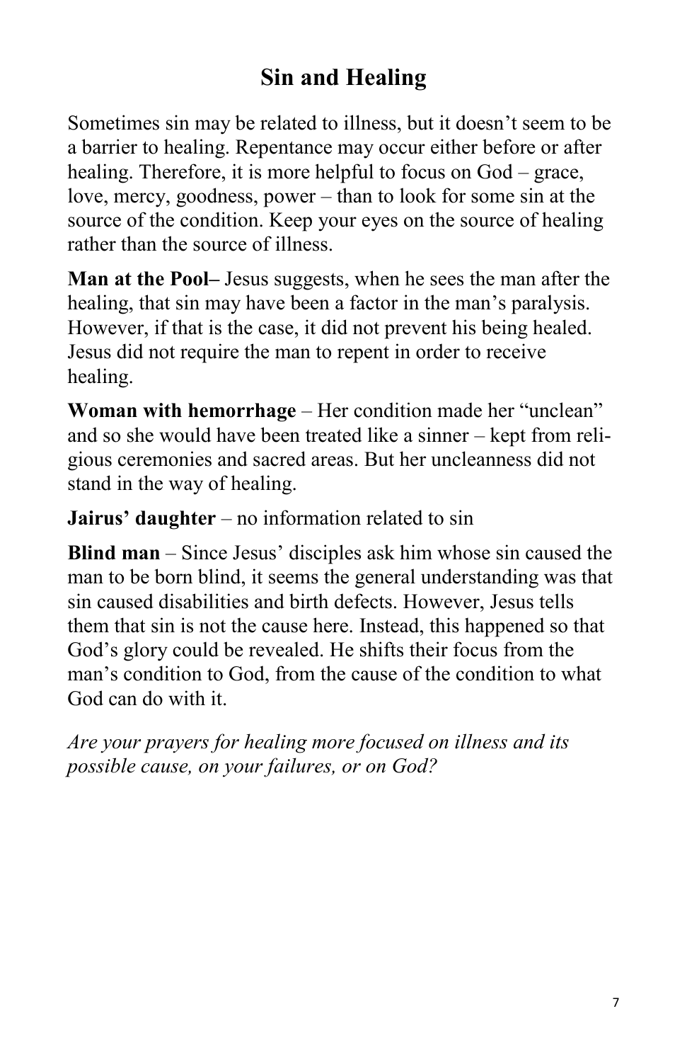# Sin and Healing

Sometimes sin may be related to illness, but it doesn't seem to be a barrier to healing. Repentance may occur either before or after healing. Therefore, it is more helpful to focus on God – grace, love, mercy, goodness, power – than to look for some sin at the source of the condition. Keep your eyes on the source of healing rather than the source of illness.

**Man at the Pool–** Jesus suggests, when he sees the man after the healing, that sin may have been a factor in the man's paralysis. However, if that is the case, it did not prevent his being healed. Jesus did not require the man to repent in order to receive healing.

**Woman with hemorrhage** – Her condition made her "unclean" and so she would have been treated like a sinner – kept from religious ceremonies and sacred areas. But her uncleanness did not stand in the way of healing.

**Jairus' daughter** – no information related to sin

**Blind man** – Since Jesus' disciples ask him whose sin caused the man to be born blind, it seems the general understanding was that sin caused disabilities and birth defects. However, Jesus tells them that sin is not the cause here. Instead, this happened so that God's glory could be revealed. He shifts their focus from the man's condition to God, from the cause of the condition to what God can do with it.

*Are your prayers for healing more focused on illness and its possible cause, on your failures, or on God?*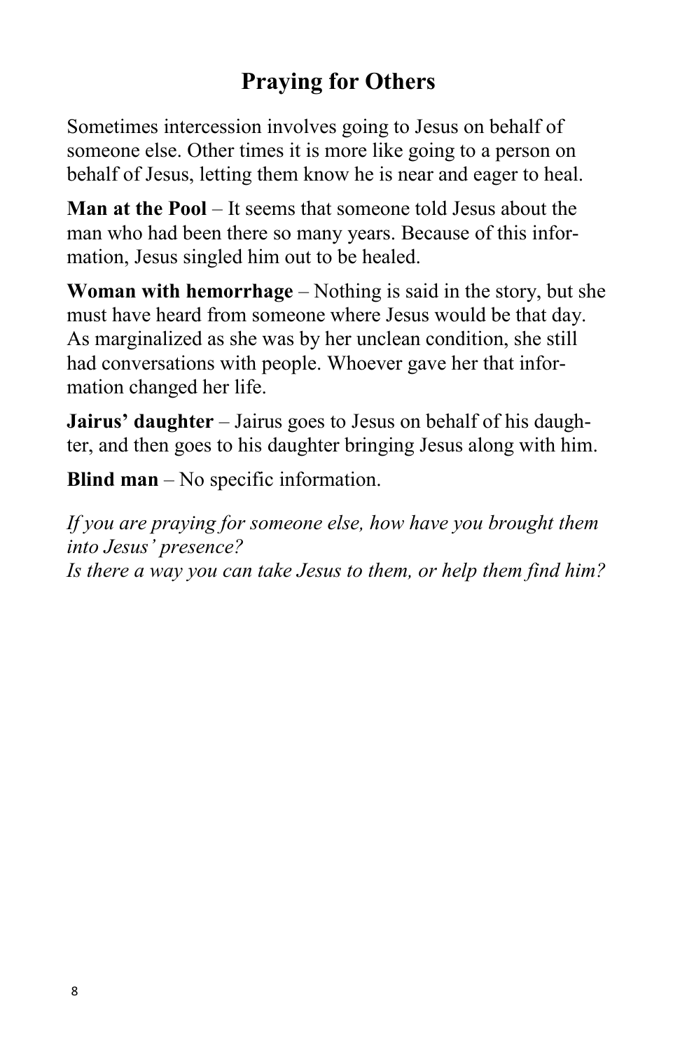## Praying for Others

Sometimes intercession involves going to Jesus on behalf of someone else. Other times it is more like going to a person on behalf of Jesus, letting them know he is near and eager to heal.

**Man at the Pool** – It seems that someone told Jesus about the man who had been there so many years. Because of this information, Jesus singled him out to be healed.

**Woman with hemorrhage** – Nothing is said in the story, but she must have heard from someone where Jesus would be that day. As marginalized as she was by her unclean condition, she still had conversations with people. Whoever gave her that information changed her life.

**Jairus' daughter** – Jairus goes to Jesus on behalf of his daughter, and then goes to his daughter bringing Jesus along with him.

**Blind man** – No specific information.

*If you are praying for someone else, how have you brought them into Jesus' presence?*
*Is there a way you can take Jesus to them, or help them find him?*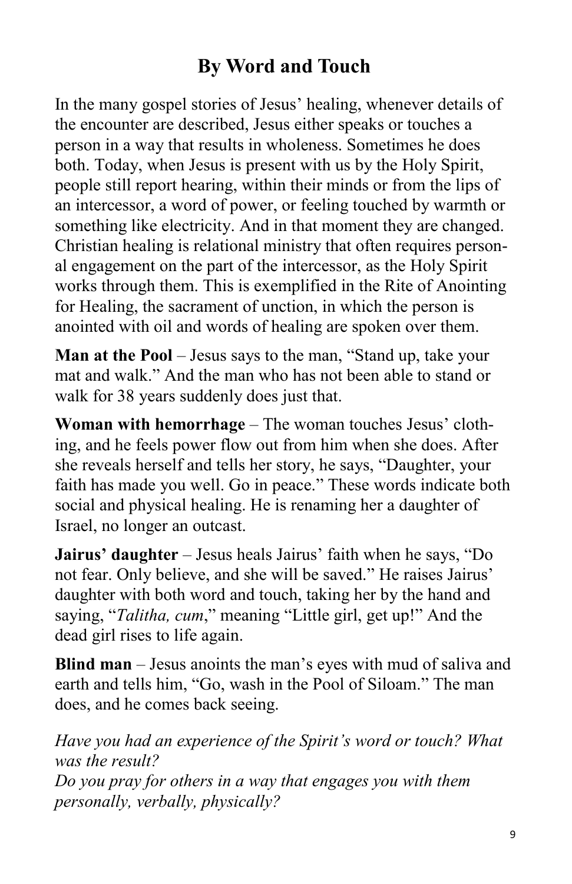# By Word and Touch

In the many gospel stories of Jesus' healing, whenever details of the encounter are described, Jesus either speaks or touches a person in a way that results in wholeness. Sometimes he does both. Today, when Jesus is present with us by the Holy Spirit, people still report hearing, within their minds or from the lips of an intercessor, a word of power, or feeling touched by warmth or something like electricity. And in that moment they are changed. Christian healing is relational ministry that often requires personal engagement on the part of the intercessor, as the Holy Spirit works through them. This is exemplified in the Rite of Anointing for Healing, the sacrament of unction, in which the person is anointed with oil and words of healing are spoken over them.

**Man at the Pool** – Jesus says to the man, "Stand up, take your mat and walk." And the man who has not been able to stand or walk for 38 years suddenly does just that.

**Woman with hemorrhage** – The woman touches Jesus' clothing, and he feels power flow out from him when she does. After she reveals herself and tells her story, he says, "Daughter, your faith has made you well. Go in peace." These words indicate both social and physical healing. He is renaming her a daughter of Israel, no longer an outcast.

**Jairus' daughter** – Jesus heals Jairus' faith when he says, "Do not fear. Only believe, and she will be saved." He raises Jairus' daughter with both word and touch, taking her by the hand and saying, "*Talitha, cum*," meaning "Little girl, get up!" And the dead girl rises to life again.

**Blind man** – Jesus anoints the man's eyes with mud of saliva and earth and tells him, "Go, wash in the Pool of Siloam." The man does, and he comes back seeing.

*Have you had an experience of the Spirit's word or touch? What was the result?*
*Do you pray for others in a way that engages you with them personally, verbally, physically?*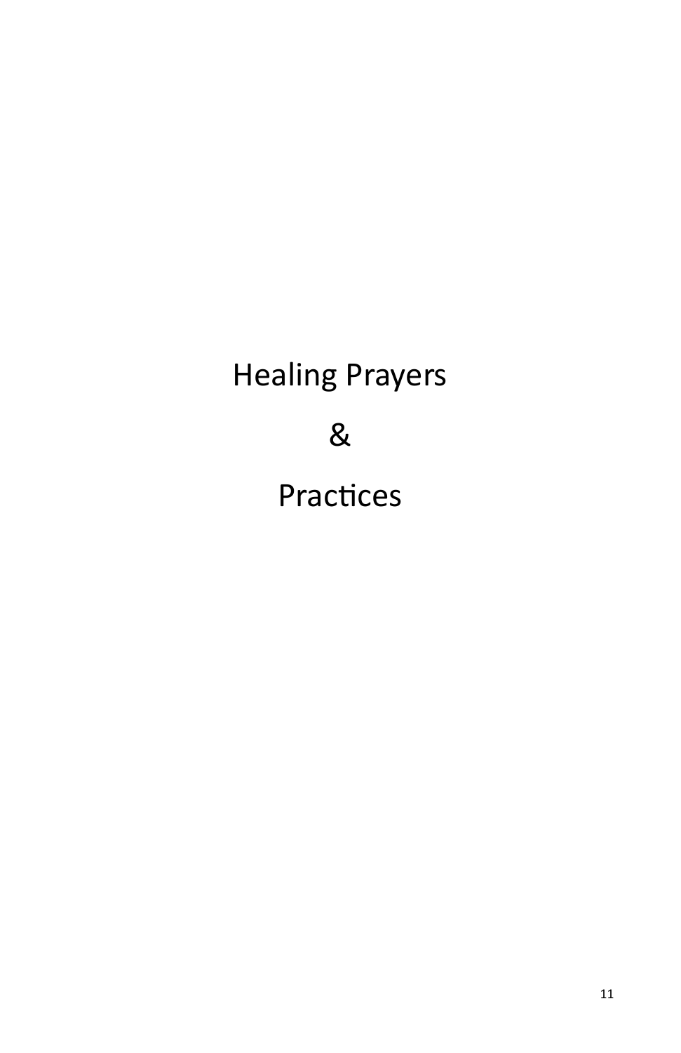# Healing Prayers

# &

# Practices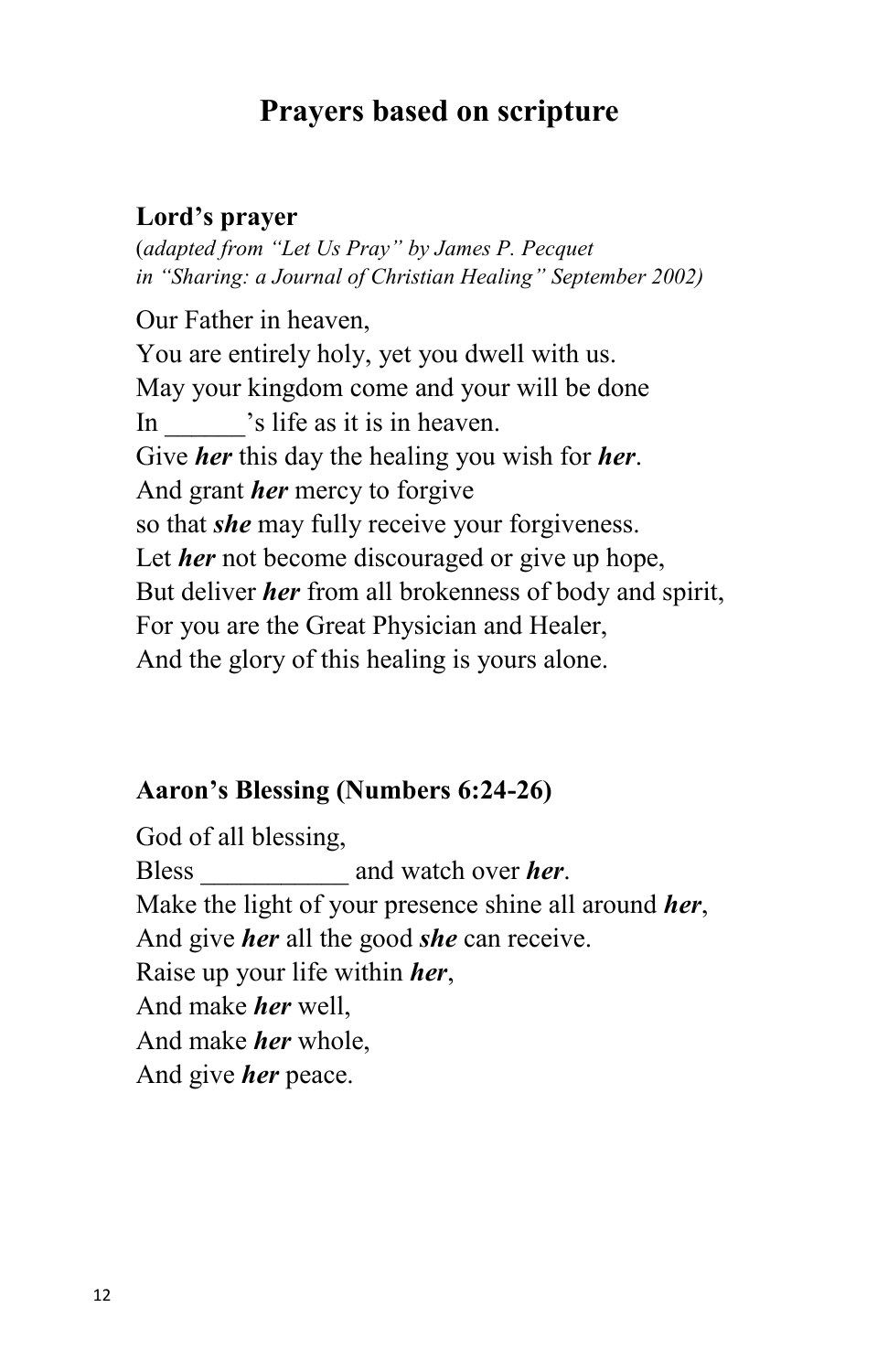## Prayers based on scripture

### Lord's prayer

(*adapted from "Let Us Pray" by James P. Pecquet in "Sharing: a Journal of Christian Healing" September 2002)*

Our Father in heaven,  
You are entirely holy, yet you dwell with us.  
May your kingdom come and your will be done  
In ______'s life as it is in heaven.  
Give ***her*** this day the healing you wish for ***her***.  
And grant ***her*** mercy to forgive  
so that ***she*** may fully receive your forgiveness.  
Let ***her*** not become discouraged or give up hope,  
But deliver ***her*** from all brokenness of body and spirit,  
For you are the Great Physician and Healer,  
And the glory of this healing is yours alone.

### Aaron's Blessing (Numbers 6:24-26)

God of all blessing,  
Bless ___________ and watch over ***her***.  
Make the light of your presence shine all around ***her***,  
And give ***her*** all the good ***she*** can receive.  
Raise up your life within ***her***,  
And make ***her*** well,  
And make ***her*** whole,  
And give ***her*** peace.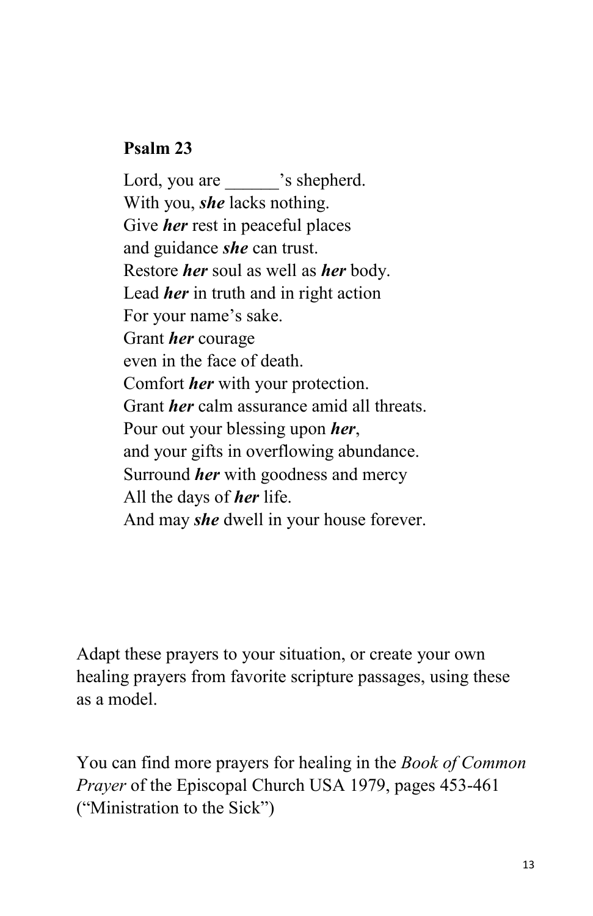**Psalm 23**

Lord, you are ______’s shepherd.
With you, ***she*** lacks nothing.
Give ***her*** rest in peaceful places
and guidance ***she*** can trust.
Restore ***her*** soul as well as ***her*** body.
Lead ***her*** in truth and in right action
For your name’s sake.
Grant ***her*** courage
even in the face of death.
Comfort ***her*** with your protection.
Grant ***her*** calm assurance amid all threats.
Pour out your blessing upon ***her***,
and your gifts in overflowing abundance.
Surround ***her*** with goodness and mercy
All the days of ***her*** life.
And may ***she*** dwell in your house forever.

Adapt these prayers to your situation, or create your own healing prayers from favorite scripture passages, using these as a model.

You can find more prayers for healing in the *Book of Common Prayer* of the Episcopal Church USA 1979, pages 453-461 (“Ministration to the Sick”)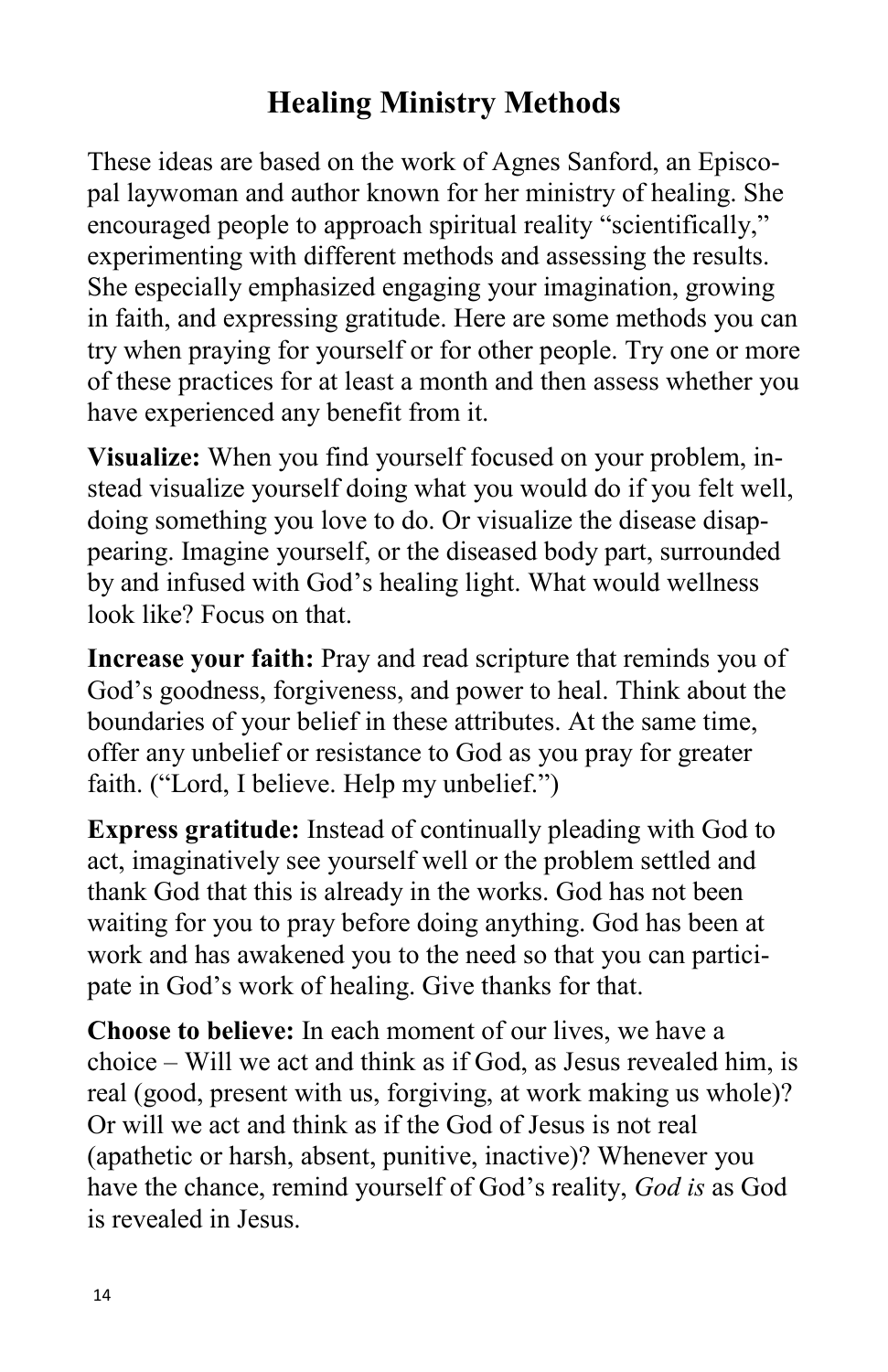# Healing Ministry Methods

These ideas are based on the work of Agnes Sanford, an Episcopal laywoman and author known for her ministry of healing. She encouraged people to approach spiritual reality "scientifically," experimenting with different methods and assessing the results. She especially emphasized engaging your imagination, growing in faith, and expressing gratitude. Here are some methods you can try when praying for yourself or for other people. Try one or more of these practices for at least a month and then assess whether you have experienced any benefit from it.

**Visualize:** When you find yourself focused on your problem, instead visualize yourself doing what you would do if you felt well, doing something you love to do. Or visualize the disease disappearing. Imagine yourself, or the diseased body part, surrounded by and infused with God's healing light. What would wellness look like? Focus on that.

**Increase your faith:** Pray and read scripture that reminds you of God's goodness, forgiveness, and power to heal. Think about the boundaries of your belief in these attributes. At the same time, offer any unbelief or resistance to God as you pray for greater faith. ("Lord, I believe. Help my unbelief.")

**Express gratitude:** Instead of continually pleading with God to act, imaginatively see yourself well or the problem settled and thank God that this is already in the works. God has not been waiting for you to pray before doing anything. God has been at work and has awakened you to the need so that you can participate in God's work of healing. Give thanks for that.

**Choose to believe:** In each moment of our lives, we have a choice – Will we act and think as if God, as Jesus revealed him, is real (good, present with us, forgiving, at work making us whole)? Or will we act and think as if the God of Jesus is not real (apathetic or harsh, absent, punitive, inactive)? Whenever you have the chance, remind yourself of God's reality, *God is* as God is revealed in Jesus.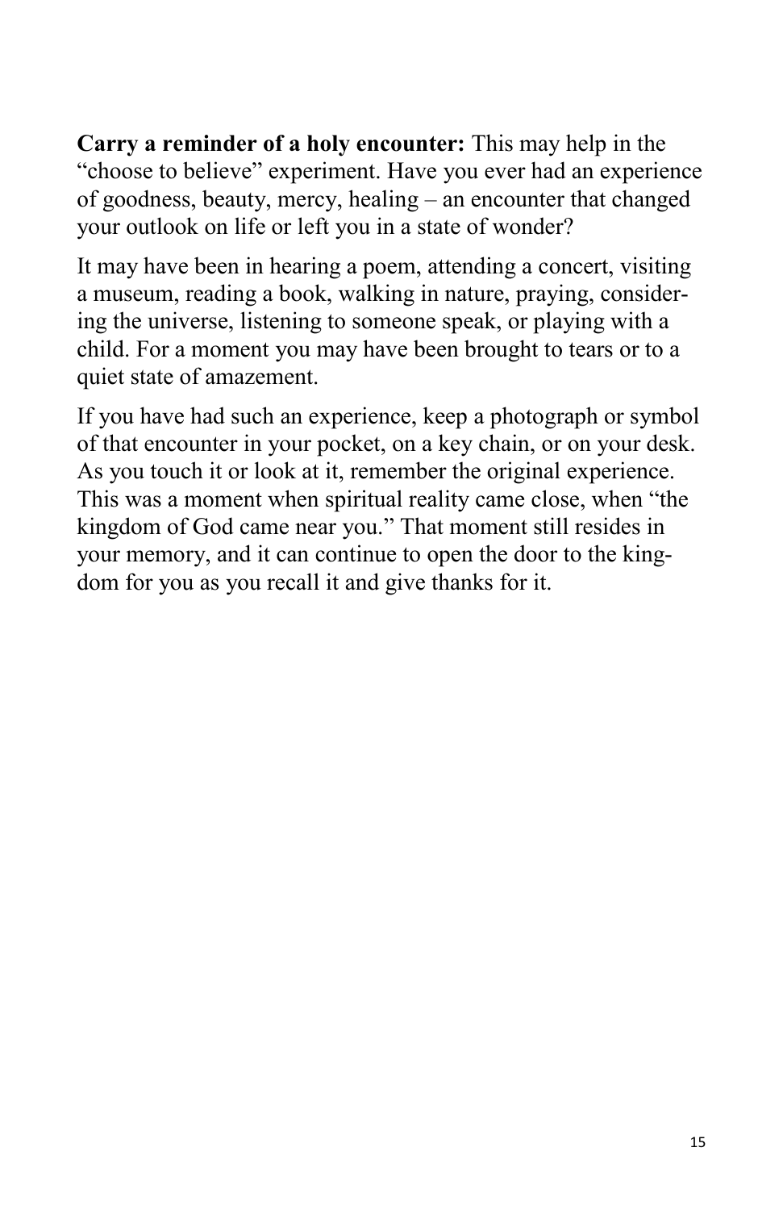**Carry a reminder of a holy encounter:** This may help in the "choose to believe" experiment. Have you ever had an experience of goodness, beauty, mercy, healing – an encounter that changed your outlook on life or left you in a state of wonder?

It may have been in hearing a poem, attending a concert, visiting a museum, reading a book, walking in nature, praying, considering the universe, listening to someone speak, or playing with a child. For a moment you may have been brought to tears or to a quiet state of amazement.

If you have had such an experience, keep a photograph or symbol of that encounter in your pocket, on a key chain, or on your desk. As you touch it or look at it, remember the original experience. This was a moment when spiritual reality came close, when "the kingdom of God came near you." That moment still resides in your memory, and it can continue to open the door to the kingdom for you as you recall it and give thanks for it.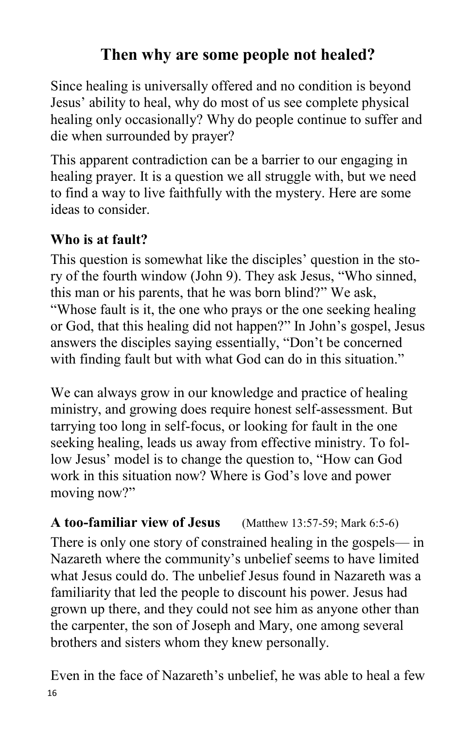# Then why are some people not healed?

Since healing is universally offered and no condition is beyond Jesus' ability to heal, why do most of us see complete physical healing only occasionally? Why do people continue to suffer and die when surrounded by prayer?

This apparent contradiction can be a barrier to our engaging in healing prayer. It is a question we all struggle with, but we need to find a way to live faithfully with the mystery. Here are some ideas to consider.

### Who is at fault?

This question is somewhat like the disciples' question in the story of the fourth window (John 9). They ask Jesus, "Who sinned, this man or his parents, that he was born blind?" We ask, "Whose fault is it, the one who prays or the one seeking healing or God, that this healing did not happen?" In John's gospel, Jesus answers the disciples saying essentially, "Don't be concerned with finding fault but with what God can do in this situation."

We can always grow in our knowledge and practice of healing ministry, and growing does require honest self-assessment. But tarrying too long in self-focus, or looking for fault in the one seeking healing, leads us away from effective ministry. To follow Jesus' model is to change the question to, "How can God work in this situation now? Where is God's love and power moving now?"

### A too-familiar view of Jesus (Matthew 13:57-59; Mark 6:5-6)

There is only one story of constrained healing in the gospels— in Nazareth where the community's unbelief seems to have limited what Jesus could do. The unbelief Jesus found in Nazareth was a familiarity that led the people to discount his power. Jesus had grown up there, and they could not see him as anyone other than the carpenter, the son of Joseph and Mary, one among several brothers and sisters whom they knew personally.

Even in the face of Nazareth's unbelief, he was able to heal a few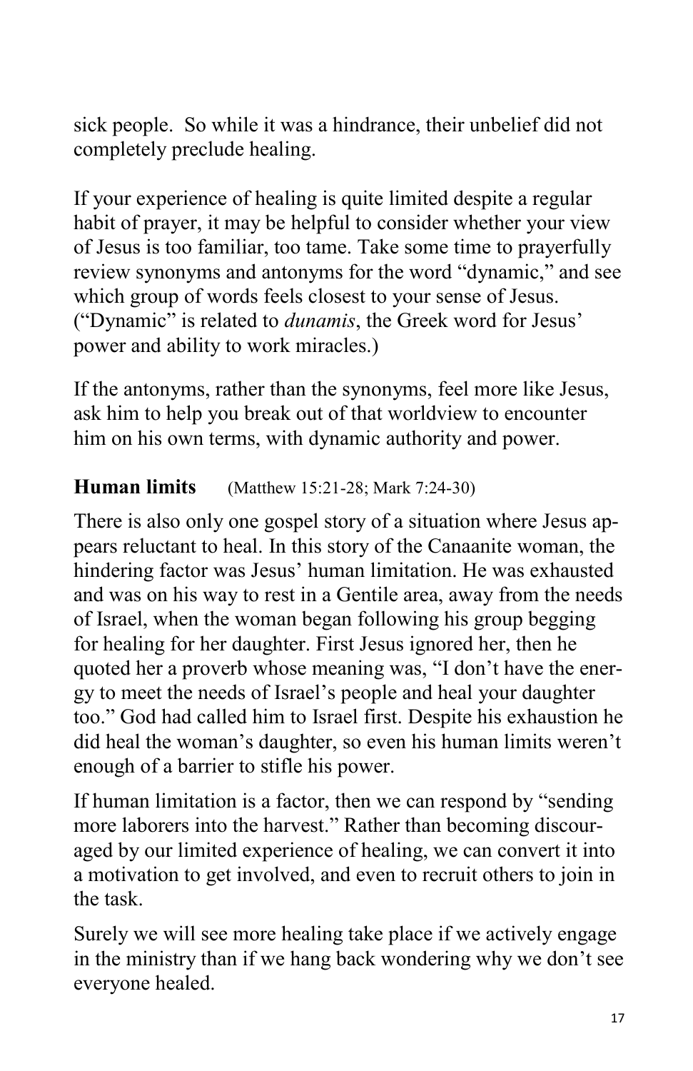sick people. So while it was a hindrance, their unbelief did not completely preclude healing.

If your experience of healing is quite limited despite a regular habit of prayer, it may be helpful to consider whether your view of Jesus is too familiar, too tame. Take some time to prayerfully review synonyms and antonyms for the word "dynamic," and see which group of words feels closest to your sense of Jesus. ("Dynamic" is related to *dunamis*, the Greek word for Jesus' power and ability to work miracles.)

If the antonyms, rather than the synonyms, feel more like Jesus, ask him to help you break out of that worldview to encounter him on his own terms, with dynamic authority and power.

### **Human limits** (Matthew 15:21-28; Mark 7:24-30)

There is also only one gospel story of a situation where Jesus appears reluctant to heal. In this story of the Canaanite woman, the hindering factor was Jesus' human limitation. He was exhausted and was on his way to rest in a Gentile area, away from the needs of Israel, when the woman began following his group begging for healing for her daughter. First Jesus ignored her, then he quoted her a proverb whose meaning was, "I don't have the energy to meet the needs of Israel's people and heal your daughter too." God had called him to Israel first. Despite his exhaustion he did heal the woman's daughter, so even his human limits weren't enough of a barrier to stifle his power.

If human limitation is a factor, then we can respond by "sending more laborers into the harvest." Rather than becoming discouraged by our limited experience of healing, we can convert it into a motivation to get involved, and even to recruit others to join in the task.

Surely we will see more healing take place if we actively engage in the ministry than if we hang back wondering why we don't see everyone healed.